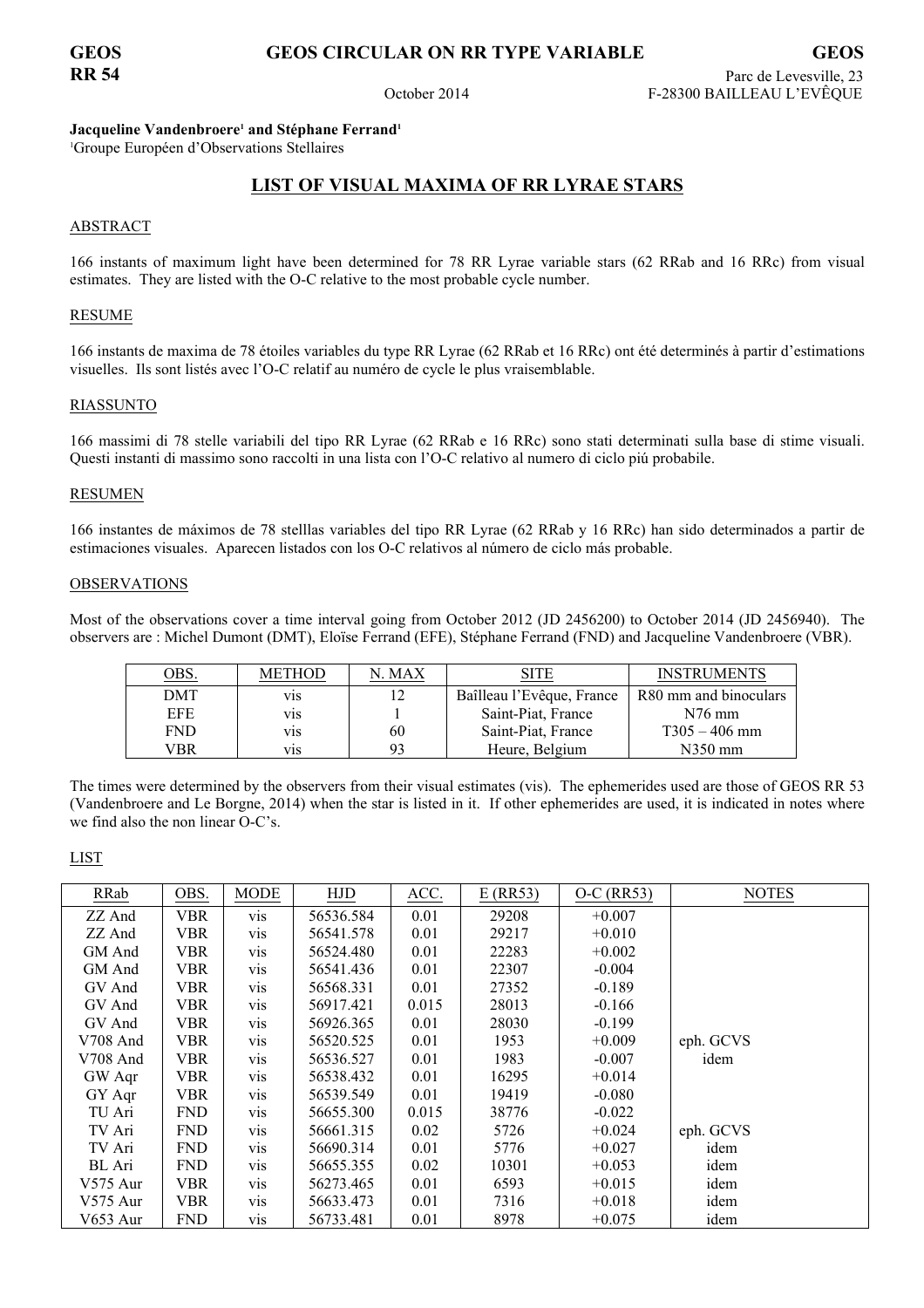**GEOS RR 54**

**GEOS CIRCULAR ON RR TYPE VARIABLE**

October 2014

**GEOS**
Parc de Levesville, 23
F-28300 BAILLEAU L'EVÊQUE

**Jacqueline Vandenbroere[1] and Stéphane Ferrand[1]**
[1]Groupe Européen d'Observations Stellaires

## LIST OF VISUAL MAXIMA OF RR LYRAE STARS

### ABSTRACT

166 instants of maximum light have been determined for 78 RR Lyrae variable stars (62 RRab and 16 RRc) from visual estimates. They are listed with the O-C relative to the most probable cycle number.

### RESUME

166 instants de maxima de 78 étoiles variables du type RR Lyrae (62 RRab et 16 RRc) ont été determinés à partir d'estimations visuelles. Ils sont listés avec l'O-C relatif au numéro de cycle le plus vraisemblable.

### RIASSUNTO

166 massimi di 78 stelle variabili del tipo RR Lyrae (62 RRab e 16 RRc) sono stati determinati sulla base di stime visuali. Questi instanti di massimo sono raccolti in una lista con l'O-C relativo al numero di ciclo piú probabile.

### RESUMEN

166 instantes de máximos de 78 stelllas variables del tipo RR Lyrae (62 RRab y 16 RRc) han sido determinados a partir de estimaciones visuales. Aparecen listados con los O-C relativos al número de ciclo más probable.

### OBSERVATIONS

Most of the observations cover a time interval going from October 2012 (JD 2456200) to October 2014 (JD 2456940). The observers are : Michel Dumont (DMT), Eloïse Ferrand (EFE), Stéphane Ferrand (FND) and Jacqueline Vandenbroere (VBR).

| OBS. | METHOD | N. MAX | SITE | INSTRUMENTS |
|---|---|---|---|---|
| DMT | vis | 12 | Baîlleau l'Evêque, France | R80 mm and binoculars |
| EFE | vis | 1 | Saint-Piat, France | N76 mm |
| FND | vis | 60 | Saint-Piat, France | T305 – 406 mm |
| VBR | vis | 93 | Heure, Belgium | N350 mm |

The times were determined by the observers from their visual estimates (vis). The ephemerides used are those of GEOS RR 53 (Vandenbroere and Le Borgne, 2014) when the star is listed in it. If other ephemerides are used, it is indicated in notes where we find also the non linear O-C's.

### LIST

| RRab | OBS. | MODE | HJD | ACC. | E (RR53) | O-C (RR53) | NOTES |
|---|---|---|---|---|---|---|---|
| ZZ And | VBR | vis | 56536.584 | 0.01 | 29208 | +0.007 | |
| ZZ And | VBR | vis | 56541.578 | 0.01 | 29217 | +0.010 | |
| GM And | VBR | vis | 56524.480 | 0.01 | 22283 | +0.002 | |
| GM And | VBR | vis | 56541.436 | 0.01 | 22307 | -0.004 | |
| GV And | VBR | vis | 56568.331 | 0.01 | 27352 | -0.189 | |
| GV And | VBR | vis | 56917.421 | 0.015 | 28013 | -0.166 | |
| GV And | VBR | vis | 56926.365 | 0.01 | 28030 | -0.199 | |
| V708 And | VBR | vis | 56520.525 | 0.01 | 1953 | +0.009 | eph. GCVS |
| V708 And | VBR | vis | 56536.527 | 0.01 | 1983 | -0.007 | idem |
| GW Aqr | VBR | vis | 56538.432 | 0.01 | 16295 | +0.014 | |
| GY Aqr | VBR | vis | 56539.549 | 0.01 | 19419 | -0.080 | |
| TU Ari | FND | vis | 56655.300 | 0.015 | 38776 | -0.022 | |
| TV Ari | FND | vis | 56661.315 | 0.02 | 5726 | +0.024 | eph. GCVS |
| TV Ari | FND | vis | 56690.314 | 0.01 | 5776 | +0.027 | idem |
| BL Ari | FND | vis | 56655.355 | 0.02 | 10301 | +0.053 | idem |
| V575 Aur | VBR | vis | 56273.465 | 0.01 | 6593 | +0.015 | idem |
| V575 Aur | VBR | vis | 56633.473 | 0.01 | 7316 | +0.018 | idem |
| V653 Aur | FND | vis | 56733.481 | 0.01 | 8978 | +0.075 | idem |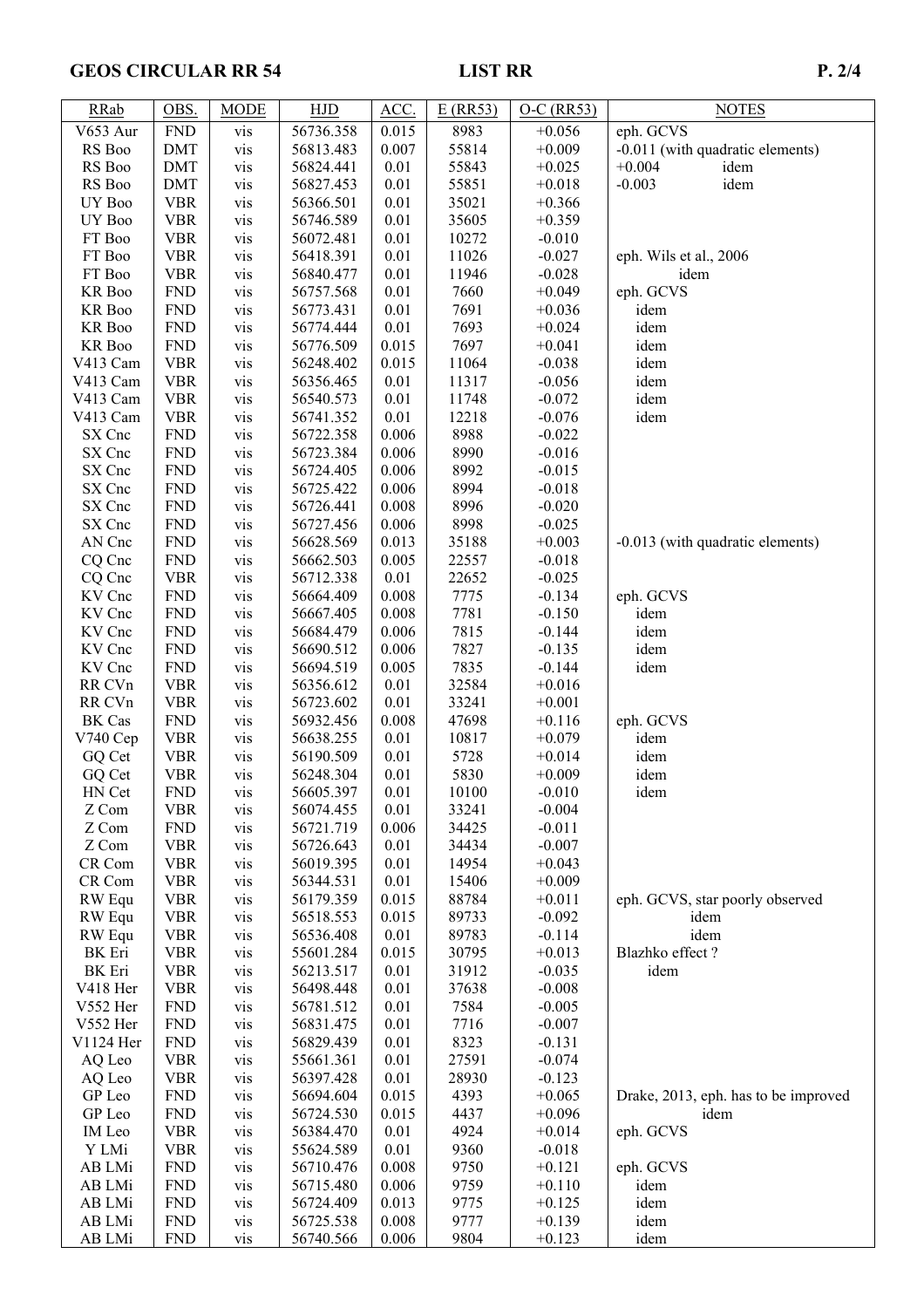| RRab | OBS. | MODE | HJD | ACC. | E (RR53) | O-C (RR53) | NOTES |
|---|---|---|---|---|---|---|---|
| V653 Aur | FND | vis | 56736.358 | 0.015 | 8983 | +0.056 | eph. GCVS |
| RS Boo | DMT | vis | 56813.483 | 0.007 | 55814 | +0.009 | -0.011 (with quadratic elements) |
| RS Boo | DMT | vis | 56824.441 | 0.01 | 55843 | +0.025 | +0.004 idem |
| RS Boo | DMT | vis | 56827.453 | 0.01 | 55851 | +0.018 | -0.003 idem |
| UY Boo | VBR | vis | 56366.501 | 0.01 | 35021 | +0.366 | |
| UY Boo | VBR | vis | 56746.589 | 0.01 | 35605 | +0.359 | |
| FT Boo | VBR | vis | 56072.481 | 0.01 | 10272 | -0.010 | |
| FT Boo | VBR | vis | 56418.391 | 0.01 | 11026 | -0.027 | eph. Wils et al., 2006 |
| FT Boo | VBR | vis | 56840.477 | 0.01 | 11946 | -0.028 | idem |
| KR Boo | FND | vis | 56757.568 | 0.01 | 7660 | +0.049 | eph. GCVS |
| KR Boo | FND | vis | 56773.431 | 0.01 | 7691 | +0.036 | idem |
| KR Boo | FND | vis | 56774.444 | 0.01 | 7693 | +0.024 | idem |
| KR Boo | FND | vis | 56776.509 | 0.015 | 7697 | +0.041 | idem |
| V413 Cam | VBR | vis | 56248.402 | 0.015 | 11064 | -0.038 | idem |
| V413 Cam | VBR | vis | 56356.465 | 0.01 | 11317 | -0.056 | idem |
| V413 Cam | VBR | vis | 56540.573 | 0.01 | 11748 | -0.072 | idem |
| V413 Cam | VBR | vis | 56741.352 | 0.01 | 12218 | -0.076 | idem |
| SX Cnc | FND | vis | 56722.358 | 0.006 | 8988 | -0.022 | |
| SX Cnc | FND | vis | 56723.384 | 0.006 | 8990 | -0.016 | |
| SX Cnc | FND | vis | 56724.405 | 0.006 | 8992 | -0.015 | |
| SX Cnc | FND | vis | 56725.422 | 0.006 | 8994 | -0.018 | |
| SX Cnc | FND | vis | 56726.441 | 0.008 | 8996 | -0.020 | |
| SX Cnc | FND | vis | 56727.456 | 0.006 | 8998 | -0.025 | |
| AN Cnc | FND | vis | 56628.569 | 0.013 | 35188 | +0.003 | -0.013 (with quadratic elements) |
| CQ Cnc | FND | vis | 56662.503 | 0.005 | 22557 | -0.018 | |
| CQ Cnc | VBR | vis | 56712.338 | 0.01 | 22652 | -0.025 | |
| KV Cnc | FND | vis | 56664.409 | 0.008 | 7775 | -0.134 | eph. GCVS |
| KV Cnc | FND | vis | 56667.405 | 0.008 | 7781 | -0.150 | idem |
| KV Cnc | FND | vis | 56684.479 | 0.006 | 7815 | -0.144 | idem |
| KV Cnc | FND | vis | 56690.512 | 0.006 | 7827 | -0.135 | idem |
| KV Cnc | FND | vis | 56694.519 | 0.005 | 7835 | -0.144 | idem |
| RR CVn | VBR | vis | 56356.612 | 0.01 | 32584 | +0.016 | |
| RR CVn | VBR | vis | 56723.602 | 0.01 | 33241 | +0.001 | |
| BK Cas | FND | vis | 56932.456 | 0.008 | 47698 | +0.116 | eph. GCVS |
| V740 Cep | VBR | vis | 56638.255 | 0.01 | 10817 | +0.079 | idem |
| GQ Cet | VBR | vis | 56190.509 | 0.01 | 5728 | +0.014 | idem |
| GQ Cet | VBR | vis | 56248.304 | 0.01 | 5830 | +0.009 | idem |
| HN Cet | FND | vis | 56605.397 | 0.01 | 10100 | -0.010 | idem |
| Z Com | VBR | vis | 56074.455 | 0.01 | 33241 | -0.004 | |
| Z Com | FND | vis | 56721.719 | 0.006 | 34425 | -0.011 | |
| Z Com | VBR | vis | 56726.643 | 0.01 | 34434 | -0.007 | |
| CR Com | VBR | vis | 56019.395 | 0.01 | 14954 | +0.043 | |
| CR Com | VBR | vis | 56344.531 | 0.01 | 15406 | +0.009 | |
| RW Equ | VBR | vis | 56179.359 | 0.015 | 88784 | +0.011 | eph. GCVS, star poorly observed |
| RW Equ | VBR | vis | 56518.553 | 0.015 | 89733 | -0.092 | idem |
| RW Equ | VBR | vis | 56536.408 | 0.01 | 89783 | -0.114 | idem |
| BK Eri | VBR | vis | 55601.284 | 0.015 | 30795 | +0.013 | Blazhko effect ? |
| BK Eri | VBR | vis | 56213.517 | 0.01 | 31912 | -0.035 | idem |
| V418 Her | VBR | vis | 56498.448 | 0.01 | 37638 | -0.008 | |
| V552 Her | FND | vis | 56781.512 | 0.01 | 7584 | -0.005 | |
| V552 Her | FND | vis | 56831.475 | 0.01 | 7716 | -0.007 | |
| V1124 Her | FND | vis | 56829.439 | 0.01 | 8323 | -0.131 | |
| AQ Leo | VBR | vis | 55661.361 | 0.01 | 27591 | -0.074 | |
| AQ Leo | VBR | vis | 56397.428 | 0.01 | 28930 | -0.123 | |
| GP Leo | FND | vis | 56694.604 | 0.015 | 4393 | +0.065 | Drake, 2013, eph. has to be improved |
| GP Leo | FND | vis | 56724.530 | 0.015 | 4437 | +0.096 | idem |
| IM Leo | VBR | vis | 56384.470 | 0.01 | 4924 | +0.014 | eph. GCVS |
| Y LMi | VBR | vis | 55624.589 | 0.01 | 9360 | -0.018 | |
| AB LMi | FND | vis | 56710.476 | 0.008 | 9750 | +0.121 | eph. GCVS |
| AB LMi | FND | vis | 56715.480 | 0.006 | 9759 | +0.110 | idem |
| AB LMi | FND | vis | 56724.409 | 0.013 | 9775 | +0.125 | idem |
| AB LMi | FND | vis | 56725.538 | 0.008 | 9777 | +0.139 | idem |
| AB LMi | FND | vis | 56740.566 | 0.006 | 9804 | +0.123 | idem |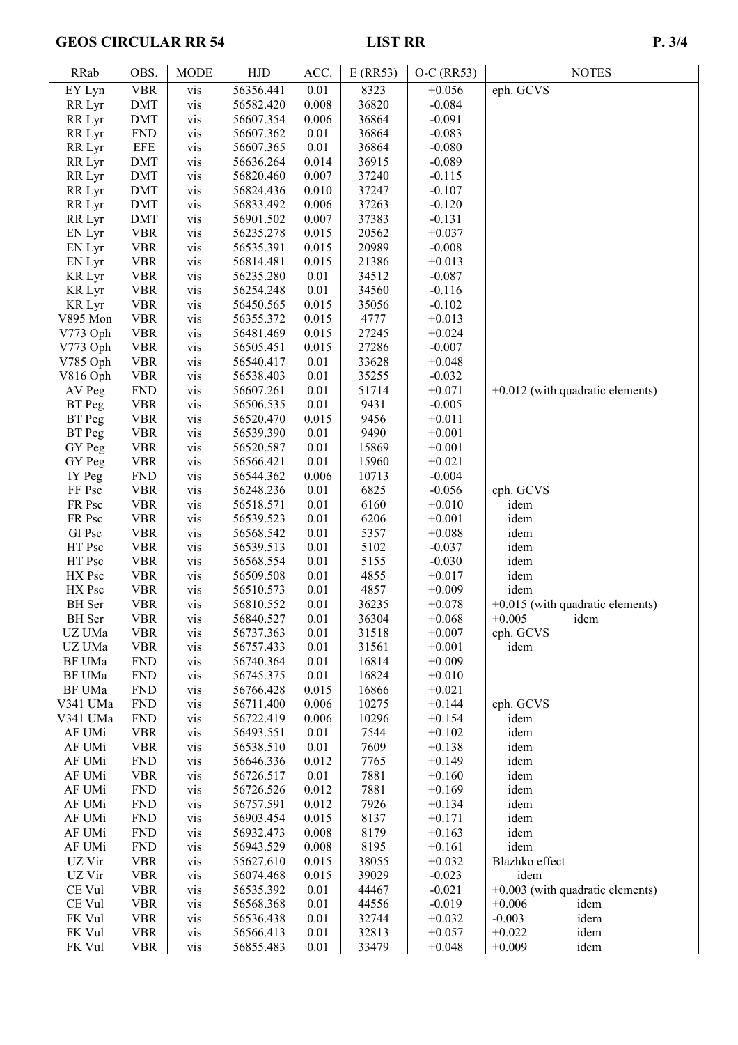| RRab | OBS. | MODE | HJD | ACC. | E (RR53) | O-C (RR53) | NOTES |
|---|---|---|---|---|---|---|---|
| EY Lyn | VBR | vis | 56356.441 | 0.01 | 8323 | +0.056 | eph. GCVS |
| RR Lyr | DMT | vis | 56582.420 | 0.008 | 36820 | -0.084 | |
| RR Lyr | DMT | vis | 56607.354 | 0.006 | 36864 | -0.091 | |
| RR Lyr | FND | vis | 56607.362 | 0.01 | 36864 | -0.083 | |
| RR Lyr | EFE | vis | 56607.365 | 0.01 | 36864 | -0.080 | |
| RR Lyr | DMT | vis | 56636.264 | 0.014 | 36915 | -0.089 | |
| RR Lyr | DMT | vis | 56820.460 | 0.007 | 37240 | -0.115 | |
| RR Lyr | DMT | vis | 56824.436 | 0.010 | 37247 | -0.107 | |
| RR Lyr | DMT | vis | 56833.492 | 0.006 | 37263 | -0.120 | |
| RR Lyr | DMT | vis | 56901.502 | 0.007 | 37383 | -0.131 | |
| EN Lyr | VBR | vis | 56235.278 | 0.015 | 20562 | +0.037 | |
| EN Lyr | VBR | vis | 56535.391 | 0.015 | 20989 | -0.008 | |
| EN Lyr | VBR | vis | 56814.481 | 0.015 | 21386 | +0.013 | |
| KR Lyr | VBR | vis | 56235.280 | 0.01 | 34512 | -0.087 | |
| KR Lyr | VBR | vis | 56254.248 | 0.01 | 34560 | -0.116 | |
| KR Lyr | VBR | vis | 56450.565 | 0.015 | 35056 | -0.102 | |
| V895 Mon | VBR | vis | 56355.372 | 0.015 | 4777 | +0.013 | |
| V773 Oph | VBR | vis | 56481.469 | 0.015 | 27245 | +0.024 | |
| V773 Oph | VBR | vis | 56505.451 | 0.015 | 27286 | -0.007 | |
| V785 Oph | VBR | vis | 56540.417 | 0.01 | 33628 | +0.048 | |
| V816 Oph | VBR | vis | 56538.403 | 0.01 | 35255 | -0.032 | |
| AV Peg | FND | vis | 56607.261 | 0.01 | 51714 | +0.071 | +0.012 (with quadratic elements) |
| BT Peg | VBR | vis | 56506.535 | 0.01 | 9431 | -0.005 | |
| BT Peg | VBR | vis | 56520.470 | 0.015 | 9456 | +0.011 | |
| BT Peg | VBR | vis | 56539.390 | 0.01 | 9490 | +0.001 | |
| GY Peg | VBR | vis | 56520.587 | 0.01 | 15869 | +0.001 | |
| GY Peg | VBR | vis | 56566.421 | 0.01 | 15960 | +0.021 | |
| IY Peg | FND | vis | 56544.362 | 0.006 | 10713 | -0.004 | |
| FF Psc | VBR | vis | 56248.236 | 0.01 | 6825 | -0.056 | eph. GCVS |
| FR Psc | VBR | vis | 56518.571 | 0.01 | 6160 | +0.010 | idem |
| FR Psc | VBR | vis | 56539.523 | 0.01 | 6206 | +0.001 | idem |
| GI Psc | VBR | vis | 56568.542 | 0.01 | 5357 | +0.088 | idem |
| HT Psc | VBR | vis | 56539.513 | 0.01 | 5102 | -0.037 | idem |
| HT Psc | VBR | vis | 56568.554 | 0.01 | 5155 | -0.030 | idem |
| HX Psc | VBR | vis | 56509.508 | 0.01 | 4855 | +0.017 | idem |
| HX Psc | VBR | vis | 56510.573 | 0.01 | 4857 | +0.009 | idem |
| BH Ser | VBR | vis | 56810.552 | 0.01 | 36235 | +0.078 | +0.015 (with quadratic elements) |
| BH Ser | VBR | vis | 56840.527 | 0.01 | 36304 | +0.068 | +0.005 idem |
| UZ UMa | VBR | vis | 56737.363 | 0.01 | 31518 | +0.007 | eph. GCVS |
| UZ UMa | VBR | vis | 56757.433 | 0.01 | 31561 | +0.001 | idem |
| BF UMa | FND | vis | 56740.364 | 0.01 | 16814 | +0.009 | |
| BF UMa | FND | vis | 56745.375 | 0.01 | 16824 | +0.010 | |
| BF UMa | FND | vis | 56766.428 | 0.015 | 16866 | +0.021 | |
| V341 UMa | FND | vis | 56711.400 | 0.006 | 10275 | +0.144 | eph. GCVS |
| V341 UMa | FND | vis | 56722.419 | 0.006 | 10296 | +0.154 | idem |
| AF UMi | VBR | vis | 56493.551 | 0.01 | 7544 | +0.102 | idem |
| AF UMi | VBR | vis | 56538.510 | 0.01 | 7609 | +0.138 | idem |
| AF UMi | FND | vis | 56646.336 | 0.012 | 7765 | +0.149 | idem |
| AF UMi | VBR | vis | 56726.517 | 0.01 | 7881 | +0.160 | idem |
| AF UMi | FND | vis | 56726.526 | 0.012 | 7881 | +0.169 | idem |
| AF UMi | FND | vis | 56757.591 | 0.012 | 7926 | +0.134 | idem |
| AF UMi | FND | vis | 56903.454 | 0.015 | 8137 | +0.171 | idem |
| AF UMi | FND | vis | 56932.473 | 0.008 | 8179 | +0.163 | idem |
| AF UMi | FND | vis | 56943.529 | 0.008 | 8195 | +0.161 | idem |
| UZ Vir | VBR | vis | 55627.610 | 0.015 | 38055 | +0.032 | Blazhko effect |
| UZ Vir | VBR | vis | 56074.468 | 0.015 | 39029 | -0.023 | idem |
| CE Vul | VBR | vis | 56535.392 | 0.01 | 44467 | -0.021 | +0.003 (with quadratic elements) |
| CE Vul | VBR | vis | 56568.368 | 0.01 | 44556 | -0.019 | +0.006 idem |
| FK Vul | VBR | vis | 56536.438 | 0.01 | 32744 | +0.032 | -0.003 idem |
| FK Vul | VBR | vis | 56566.413 | 0.01 | 32813 | +0.057 | +0.022 idem |
| FK Vul | VBR | vis | 56855.483 | 0.01 | 33479 | +0.048 | +0.009 idem |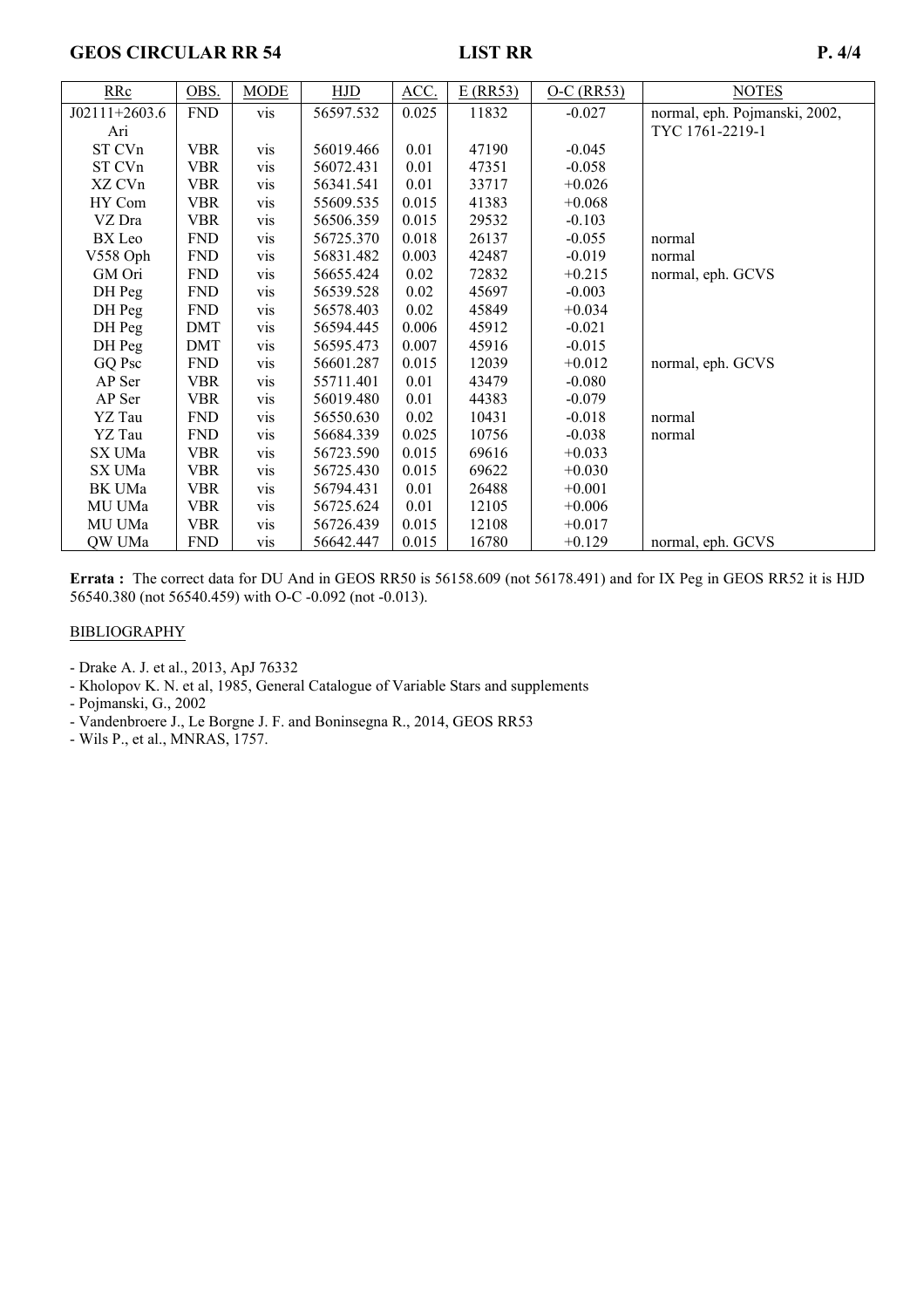| RRc | OBS. | MODE | HJD | ACC. | E (RR53) | O-C (RR53) | NOTES |
|---|---|---|---|---|---|---|---|
| J02111+2603.6 Ari | FND | vis | 56597.532 | 0.025 | 11832 | -0.027 | normal, eph. Pojmanski, 2002, TYC 1761-2219-1 |
| ST CVn | VBR | vis | 56019.466 | 0.01 | 47190 | -0.045 | |
| ST CVn | VBR | vis | 56072.431 | 0.01 | 47351 | -0.058 | |
| XZ CVn | VBR | vis | 56341.541 | 0.01 | 33717 | +0.026 | |
| HY Com | VBR | vis | 55609.535 | 0.015 | 41383 | +0.068 | |
| VZ Dra | VBR | vis | 56506.359 | 0.015 | 29532 | -0.103 | |
| BX Leo | FND | vis | 56725.370 | 0.018 | 26137 | -0.055 | normal |
| V558 Oph | FND | vis | 56831.482 | 0.003 | 42487 | -0.019 | normal |
| GM Ori | FND | vis | 56655.424 | 0.02 | 72832 | +0.215 | normal, eph. GCVS |
| DH Peg | FND | vis | 56539.528 | 0.02 | 45697 | -0.003 | |
| DH Peg | FND | vis | 56578.403 | 0.02 | 45849 | +0.034 | |
| DH Peg | DMT | vis | 56594.445 | 0.006 | 45912 | -0.021 | |
| DH Peg | DMT | vis | 56595.473 | 0.007 | 45916 | -0.015 | |
| GQ Psc | FND | vis | 56601.287 | 0.015 | 12039 | +0.012 | normal, eph. GCVS |
| AP Ser | VBR | vis | 55711.401 | 0.01 | 43479 | -0.080 | |
| AP Ser | VBR | vis | 56019.480 | 0.01 | 44383 | -0.079 | |
| YZ Tau | FND | vis | 56550.630 | 0.02 | 10431 | -0.018 | normal |
| YZ Tau | FND | vis | 56684.339 | 0.025 | 10756 | -0.038 | normal |
| SX UMa | VBR | vis | 56723.590 | 0.015 | 69616 | +0.033 | |
| SX UMa | VBR | vis | 56725.430 | 0.015 | 69622 | +0.030 | |
| BK UMa | VBR | vis | 56794.431 | 0.01 | 26488 | +0.001 | |
| MU UMa | VBR | vis | 56725.624 | 0.01 | 12105 | +0.006 | |
| MU UMa | VBR | vis | 56726.439 | 0.015 | 12108 | +0.017 | |
| QW UMa | FND | vis | 56642.447 | 0.015 | 16780 | +0.129 | normal, eph. GCVS |

**Errata :** The correct data for DU And in GEOS RR50 is 56158.609 (not 56178.491) and for IX Peg in GEOS RR52 it is HJD 56540.380 (not 56540.459) with O-C -0.092 (not -0.013).

## BIBLIOGRAPHY

- Drake A. J. et al., 2013, ApJ 76332
- Kholopov K. N. et al, 1985, General Catalogue of Variable Stars and supplements
- Pojmanski, G., 2002
- Vandenbroere J., Le Borgne J. F. and Boninsegna R., 2014, GEOS RR53
- Wils P., et al., MNRAS, 1757.